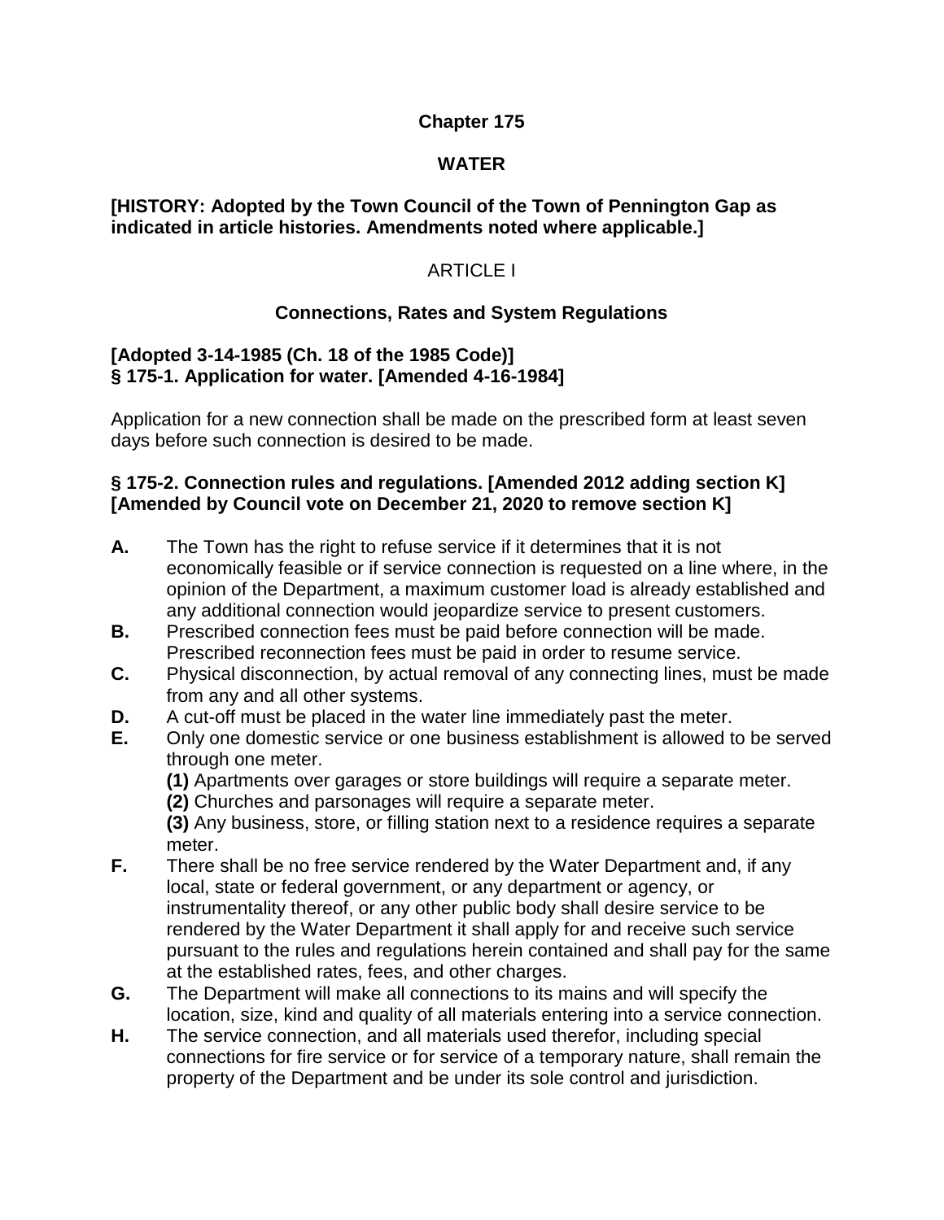# Chapter 175

# WATER

**[HISTORY: Adopted by the Town Council of the Town of Pennington Gap as indicated in article histories. Amendments noted where applicable.]**

## ARTICLE I

## Connections, Rates and System Regulations

**[Adopted 3-14-1985 (Ch. 18 of the 1985 Code)]**

### § 175-1. Application for water. [Amended 4-16-1984]

Application for a new connection shall be made on the prescribed form at least seven days before such connection is desired to be made.

### § 175-2. Connection rules and regulations. [Amended 2012 adding section K] [Amended by Council vote on December 21, 2020 to remove section K]

**A.** The Town has the right to refuse service if it determines that it is not economically feasible or if service connection is requested on a line where, in the opinion of the Department, a maximum customer load is already established and any additional connection would jeopardize service to present customers.

**B.** Prescribed connection fees must be paid before connection will be made. Prescribed reconnection fees must be paid in order to resume service.

**C.** Physical disconnection, by actual removal of any connecting lines, must be made from any and all other systems.

**D.** A cut-off must be placed in the water line immediately past the meter.

**E.** Only one domestic service or one business establishment is allowed to be served through one meter.

**(1)** Apartments over garages or store buildings will require a separate meter.

**(2)** Churches and parsonages will require a separate meter.

**(3)** Any business, store, or filling station next to a residence requires a separate meter.

**F.** There shall be no free service rendered by the Water Department and, if any local, state or federal government, or any department or agency, or instrumentality thereof, or any other public body shall desire service to be rendered by the Water Department it shall apply for and receive such service pursuant to the rules and regulations herein contained and shall pay for the same at the established rates, fees, and other charges.

**G.** The Department will make all connections to its mains and will specify the location, size, kind and quality of all materials entering into a service connection.

**H.** The service connection, and all materials used therefor, including special connections for fire service or for service of a temporary nature, shall remain the property of the Department and be under its sole control and jurisdiction.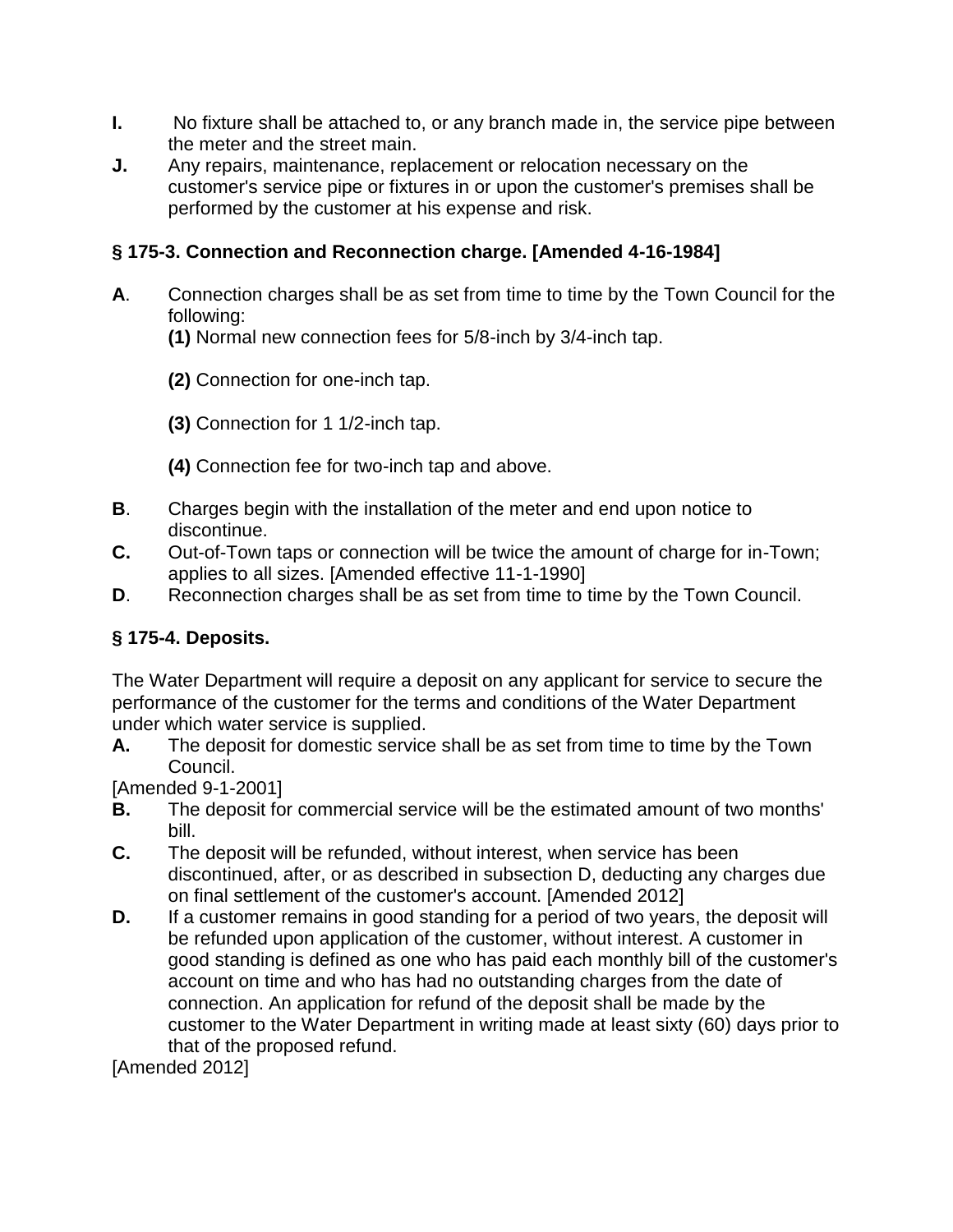**I.** No fixture shall be attached to, or any branch made in, the service pipe between the meter and the street main.

**J.** Any repairs, maintenance, replacement or relocation necessary on the customer's service pipe or fixtures in or upon the customer's premises shall be performed by the customer at his expense and risk.

### § 175-3. Connection and Reconnection charge. [Amended 4-16-1984]

**A**. Connection charges shall be as set from time to time by the Town Council for the following:

**(1)** Normal new connection fees for 5/8-inch by 3/4-inch tap.

**(2)** Connection for one-inch tap.

**(3)** Connection for 1 1/2-inch tap.

**(4)** Connection fee for two-inch tap and above.

**B**. Charges begin with the installation of the meter and end upon notice to discontinue.

**C.** Out-of-Town taps or connection will be twice the amount of charge for in-Town; applies to all sizes. [Amended effective 11-1-1990]

**D**. Reconnection charges shall be as set from time to time by the Town Council.

### § 175-4. Deposits.

The Water Department will require a deposit on any applicant for service to secure the performance of the customer for the terms and conditions of the Water Department under which water service is supplied.

**A.** The deposit for domestic service shall be as set from time to time by the Town Council.

[Amended 9-1-2001]

**B.** The deposit for commercial service will be the estimated amount of two months' bill.

**C.** The deposit will be refunded, without interest, when service has been discontinued, after, or as described in subsection D, deducting any charges due on final settlement of the customer's account. [Amended 2012]

**D.** If a customer remains in good standing for a period of two years, the deposit will be refunded upon application of the customer, without interest. A customer in good standing is defined as one who has paid each monthly bill of the customer's account on time and who has had no outstanding charges from the date of connection. An application for refund of the deposit shall be made by the customer to the Water Department in writing made at least sixty (60) days prior to that of the proposed refund.

[Amended 2012]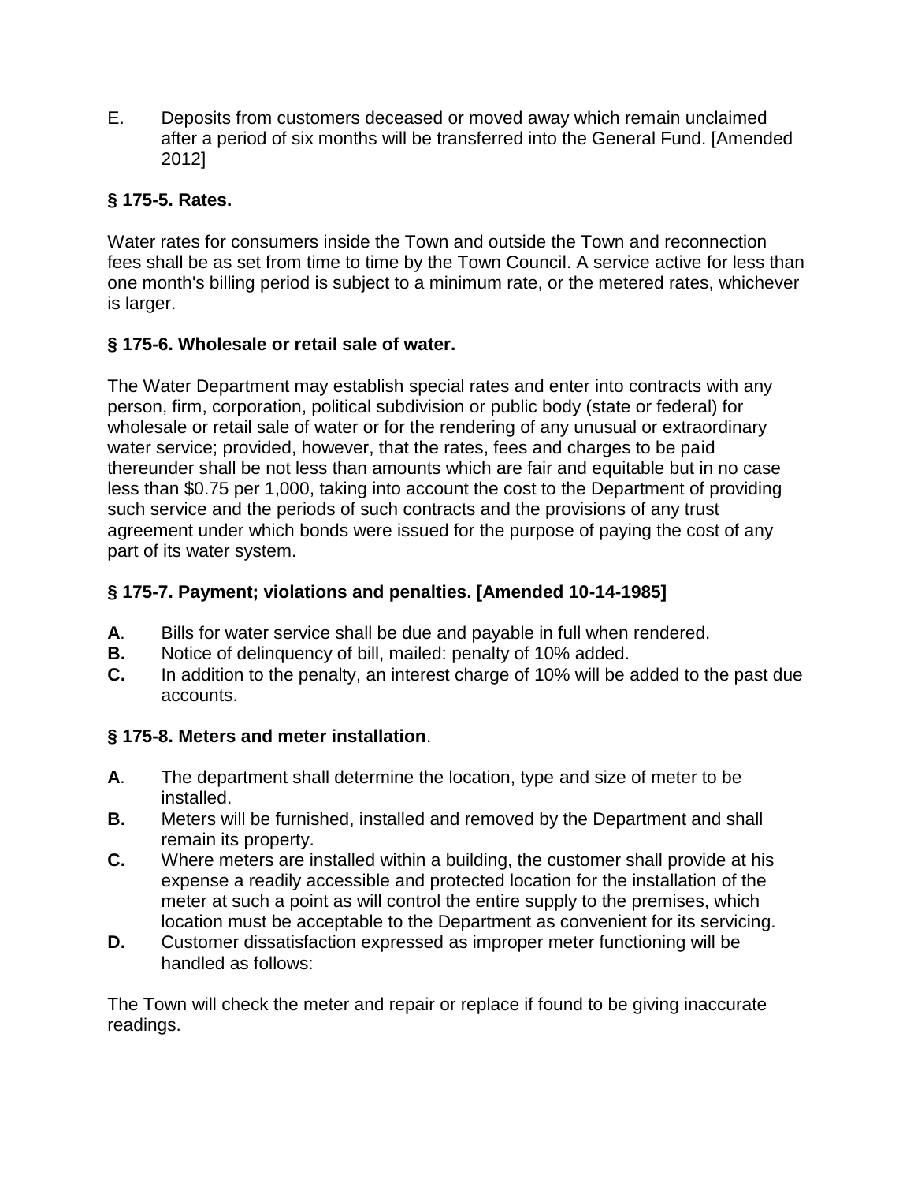E. Deposits from customers deceased or moved away which remain unclaimed after a period of six months will be transferred into the General Fund. [Amended 2012]

### § 175-5. Rates.

Water rates for consumers inside the Town and outside the Town and reconnection fees shall be as set from time to time by the Town Council. A service active for less than one month's billing period is subject to a minimum rate, or the metered rates, whichever is larger.

### § 175-6. Wholesale or retail sale of water.

The Water Department may establish special rates and enter into contracts with any person, firm, corporation, political subdivision or public body (state or federal) for wholesale or retail sale of water or for the rendering of any unusual or extraordinary water service; provided, however, that the rates, fees and charges to be paid thereunder shall be not less than amounts which are fair and equitable but in no case less than $0.75 per 1,000, taking into account the cost to the Department of providing such service and the periods of such contracts and the provisions of any trust agreement under which bonds were issued for the purpose of paying the cost of any part of its water system.

### § 175-7. Payment; violations and penalties. [Amended 10-14-1985]

**A**. Bills for water service shall be due and payable in full when rendered.
**B.** Notice of delinquency of bill, mailed: penalty of 10% added.
**C.** In addition to the penalty, an interest charge of 10% will be added to the past due accounts.

### § 175-8. Meters and meter installation.

**A**. The department shall determine the location, type and size of meter to be installed.
**B.** Meters will be furnished, installed and removed by the Department and shall remain its property.
**C.** Where meters are installed within a building, the customer shall provide at his expense a readily accessible and protected location for the installation of the meter at such a point as will control the entire supply to the premises, which location must be acceptable to the Department as convenient for its servicing.
**D.** Customer dissatisfaction expressed as improper meter functioning will be handled as follows:

The Town will check the meter and repair or replace if found to be giving inaccurate readings.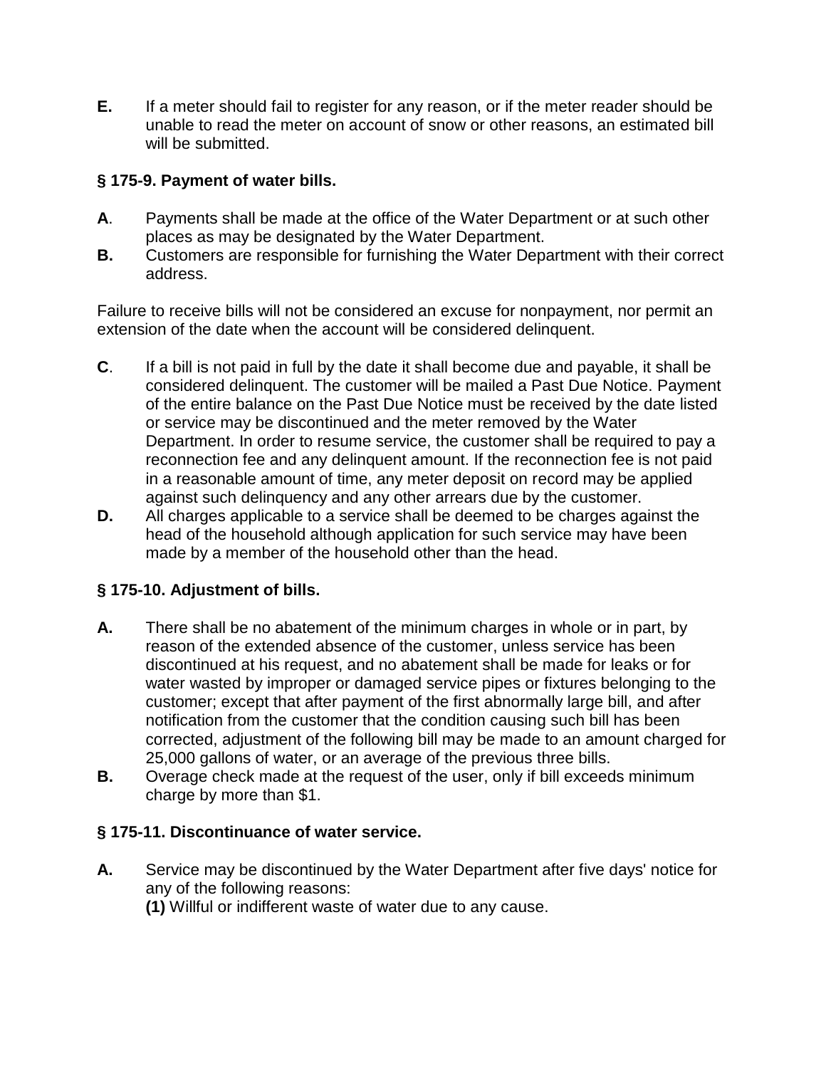**E.** If a meter should fail to register for any reason, or if the meter reader should be unable to read the meter on account of snow or other reasons, an estimated bill will be submitted.

### § 175-9. Payment of water bills.

**A**. Payments shall be made at the office of the Water Department or at such other places as may be designated by the Water Department.

**B.** Customers are responsible for furnishing the Water Department with their correct address.

Failure to receive bills will not be considered an excuse for nonpayment, nor permit an extension of the date when the account will be considered delinquent.

**C**. If a bill is not paid in full by the date it shall become due and payable, it shall be considered delinquent. The customer will be mailed a Past Due Notice. Payment of the entire balance on the Past Due Notice must be received by the date listed or service may be discontinued and the meter removed by the Water Department. In order to resume service, the customer shall be required to pay a reconnection fee and any delinquent amount. If the reconnection fee is not paid in a reasonable amount of time, any meter deposit on record may be applied against such delinquency and any other arrears due by the customer.

**D.** All charges applicable to a service shall be deemed to be charges against the head of the household although application for such service may have been made by a member of the household other than the head.

### § 175-10. Adjustment of bills.

**A.** There shall be no abatement of the minimum charges in whole or in part, by reason of the extended absence of the customer, unless service has been discontinued at his request, and no abatement shall be made for leaks or for water wasted by improper or damaged service pipes or fixtures belonging to the customer; except that after payment of the first abnormally large bill, and after notification from the customer that the condition causing such bill has been corrected, adjustment of the following bill may be made to an amount charged for 25,000 gallons of water, or an average of the previous three bills.

**B.** Overage check made at the request of the user, only if bill exceeds minimum charge by more than $1.

### § 175-11. Discontinuance of water service.

**A.** Service may be discontinued by the Water Department after five days' notice for any of the following reasons:

**(1)** Willful or indifferent waste of water due to any cause.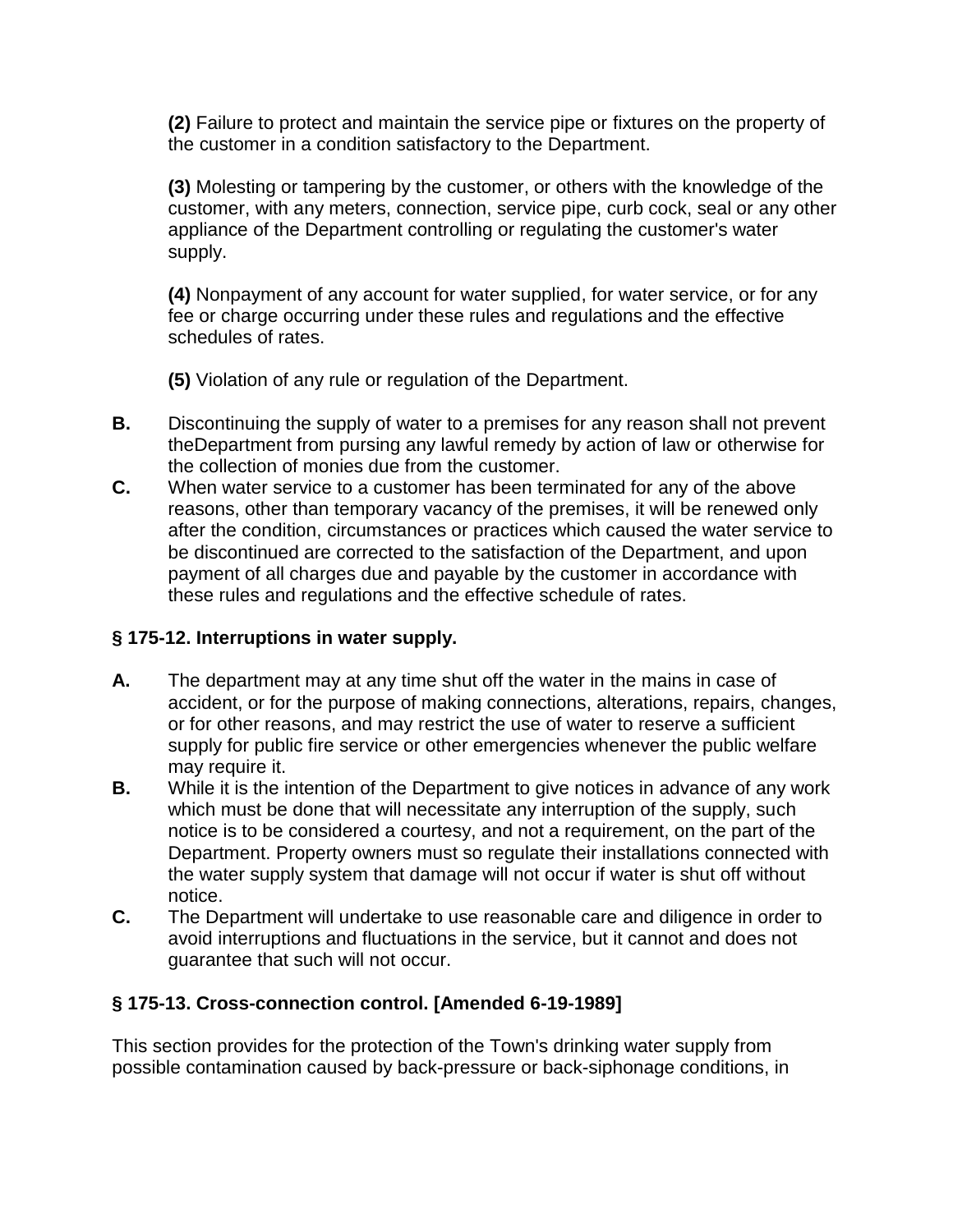**(2)** Failure to protect and maintain the service pipe or fixtures on the property of the customer in a condition satisfactory to the Department.

**(3)** Molesting or tampering by the customer, or others with the knowledge of the customer, with any meters, connection, service pipe, curb cock, seal or any other appliance of the Department controlling or regulating the customer's water supply.

**(4)** Nonpayment of any account for water supplied, for water service, or for any fee or charge occurring under these rules and regulations and the effective schedules of rates.

**(5)** Violation of any rule or regulation of the Department.

**B.** Discontinuing the supply of water to a premises for any reason shall not prevent theDepartment from pursing any lawful remedy by action of law or otherwise for the collection of monies due from the customer.

**C.** When water service to a customer has been terminated for any of the above reasons, other than temporary vacancy of the premises, it will be renewed only after the condition, circumstances or practices which caused the water service to be discontinued are corrected to the satisfaction of the Department, and upon payment of all charges due and payable by the customer in accordance with these rules and regulations and the effective schedule of rates.

### § 175-12. Interruptions in water supply.

**A.** The department may at any time shut off the water in the mains in case of accident, or for the purpose of making connections, alterations, repairs, changes, or for other reasons, and may restrict the use of water to reserve a sufficient supply for public fire service or other emergencies whenever the public welfare may require it.

**B.** While it is the intention of the Department to give notices in advance of any work which must be done that will necessitate any interruption of the supply, such notice is to be considered a courtesy, and not a requirement, on the part of the Department. Property owners must so regulate their installations connected with the water supply system that damage will not occur if water is shut off without notice.

**C.** The Department will undertake to use reasonable care and diligence in order to avoid interruptions and fluctuations in the service, but it cannot and does not guarantee that such will not occur.

### § 175-13. Cross-connection control. [Amended 6-19-1989]

This section provides for the protection of the Town's drinking water supply from possible contamination caused by back-pressure or back-siphonage conditions, in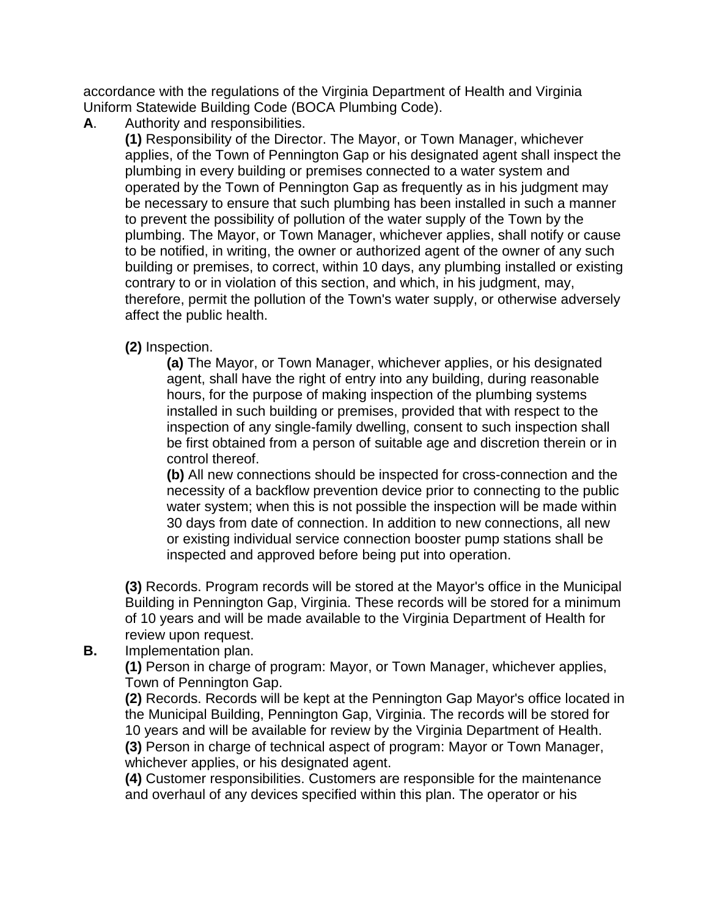accordance with the regulations of the Virginia Department of Health and Virginia Uniform Statewide Building Code (BOCA Plumbing Code).

**A**. Authority and responsibilities.

**(1)** Responsibility of the Director. The Mayor, or Town Manager, whichever applies, of the Town of Pennington Gap or his designated agent shall inspect the plumbing in every building or premises connected to a water system and operated by the Town of Pennington Gap as frequently as in his judgment may be necessary to ensure that such plumbing has been installed in such a manner to prevent the possibility of pollution of the water supply of the Town by the plumbing. The Mayor, or Town Manager, whichever applies, shall notify or cause to be notified, in writing, the owner or authorized agent of the owner of any such building or premises, to correct, within 10 days, any plumbing installed or existing contrary to or in violation of this section, and which, in his judgment, may, therefore, permit the pollution of the Town's water supply, or otherwise adversely affect the public health.

**(2)** Inspection.

**(a)** The Mayor, or Town Manager, whichever applies, or his designated agent, shall have the right of entry into any building, during reasonable hours, for the purpose of making inspection of the plumbing systems installed in such building or premises, provided that with respect to the inspection of any single-family dwelling, consent to such inspection shall be first obtained from a person of suitable age and discretion therein or in control thereof.

**(b)** All new connections should be inspected for cross-connection and the necessity of a backflow prevention device prior to connecting to the public water system; when this is not possible the inspection will be made within 30 days from date of connection. In addition to new connections, all new or existing individual service connection booster pump stations shall be inspected and approved before being put into operation.

**(3)** Records. Program records will be stored at the Mayor's office in the Municipal Building in Pennington Gap, Virginia. These records will be stored for a minimum of 10 years and will be made available to the Virginia Department of Health for review upon request.

**B.** Implementation plan.

**(1)** Person in charge of program: Mayor, or Town Manager, whichever applies, Town of Pennington Gap.

**(2)** Records. Records will be kept at the Pennington Gap Mayor's office located in the Municipal Building, Pennington Gap, Virginia. The records will be stored for 10 years and will be available for review by the Virginia Department of Health.

**(3)** Person in charge of technical aspect of program: Mayor or Town Manager, whichever applies, or his designated agent.

**(4)** Customer responsibilities. Customers are responsible for the maintenance and overhaul of any devices specified within this plan. The operator or his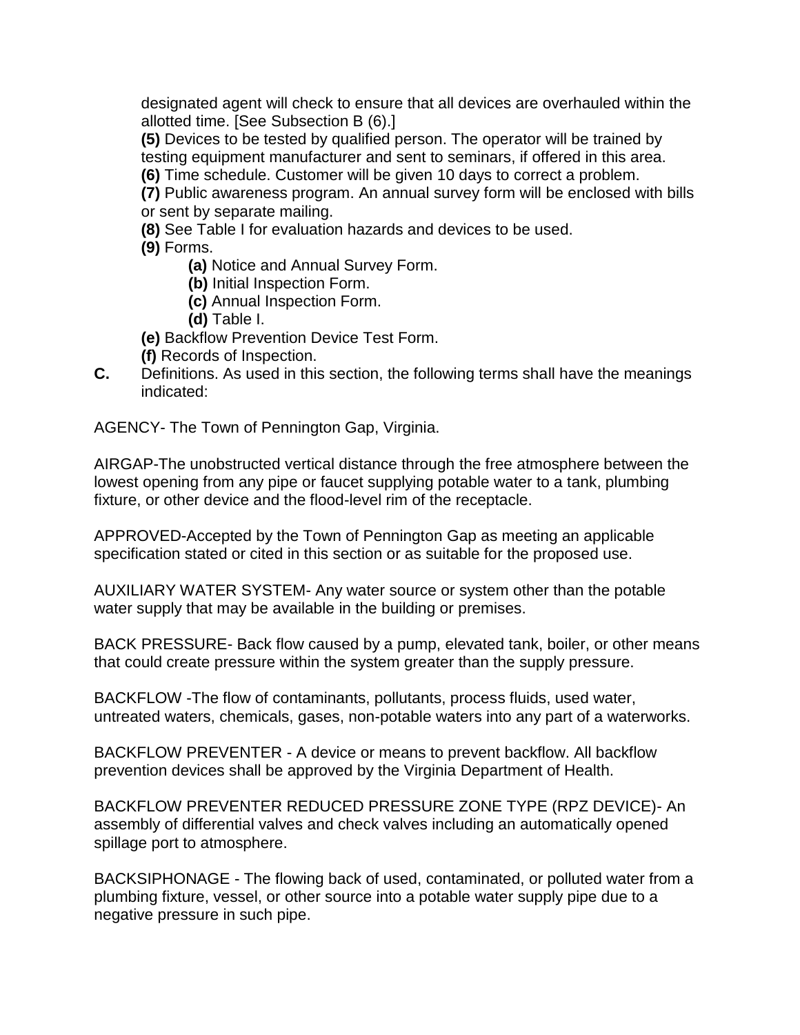designated agent will check to ensure that all devices are overhauled within the allotted time. [See Subsection B (6).]

**(5)** Devices to be tested by qualified person. The operator will be trained by testing equipment manufacturer and sent to seminars, if offered in this area.

**(6)** Time schedule. Customer will be given 10 days to correct a problem.

**(7)** Public awareness program. An annual survey form will be enclosed with bills or sent by separate mailing.

**(8)** See Table I for evaluation hazards and devices to be used.

**(9)** Forms.

- **(a)** Notice and Annual Survey Form.
- **(b)** Initial Inspection Form.
- **(c)** Annual Inspection Form.
- **(d)** Table I.

**(e)** Backflow Prevention Device Test Form.

**(f)** Records of Inspection.

**C.** Definitions. As used in this section, the following terms shall have the meanings indicated:

AGENCY- The Town of Pennington Gap, Virginia.

AIRGAP-The unobstructed vertical distance through the free atmosphere between the lowest opening from any pipe or faucet supplying potable water to a tank, plumbing fixture, or other device and the flood-level rim of the receptacle.

APPROVED-Accepted by the Town of Pennington Gap as meeting an applicable specification stated or cited in this section or as suitable for the proposed use.

AUXILIARY WATER SYSTEM- Any water source or system other than the potable water supply that may be available in the building or premises.

BACK PRESSURE- Back flow caused by a pump, elevated tank, boiler, or other means that could create pressure within the system greater than the supply pressure.

BACKFLOW -The flow of contaminants, pollutants, process fluids, used water, untreated waters, chemicals, gases, non-potable waters into any part of a waterworks.

BACKFLOW PREVENTER - A device or means to prevent backflow. All backflow prevention devices shall be approved by the Virginia Department of Health.

BACKFLOW PREVENTER REDUCED PRESSURE ZONE TYPE (RPZ DEVICE)- An assembly of differential valves and check valves including an automatically opened spillage port to atmosphere.

BACKSIPHONAGE - The flowing back of used, contaminated, or polluted water from a plumbing fixture, vessel, or other source into a potable water supply pipe due to a negative pressure in such pipe.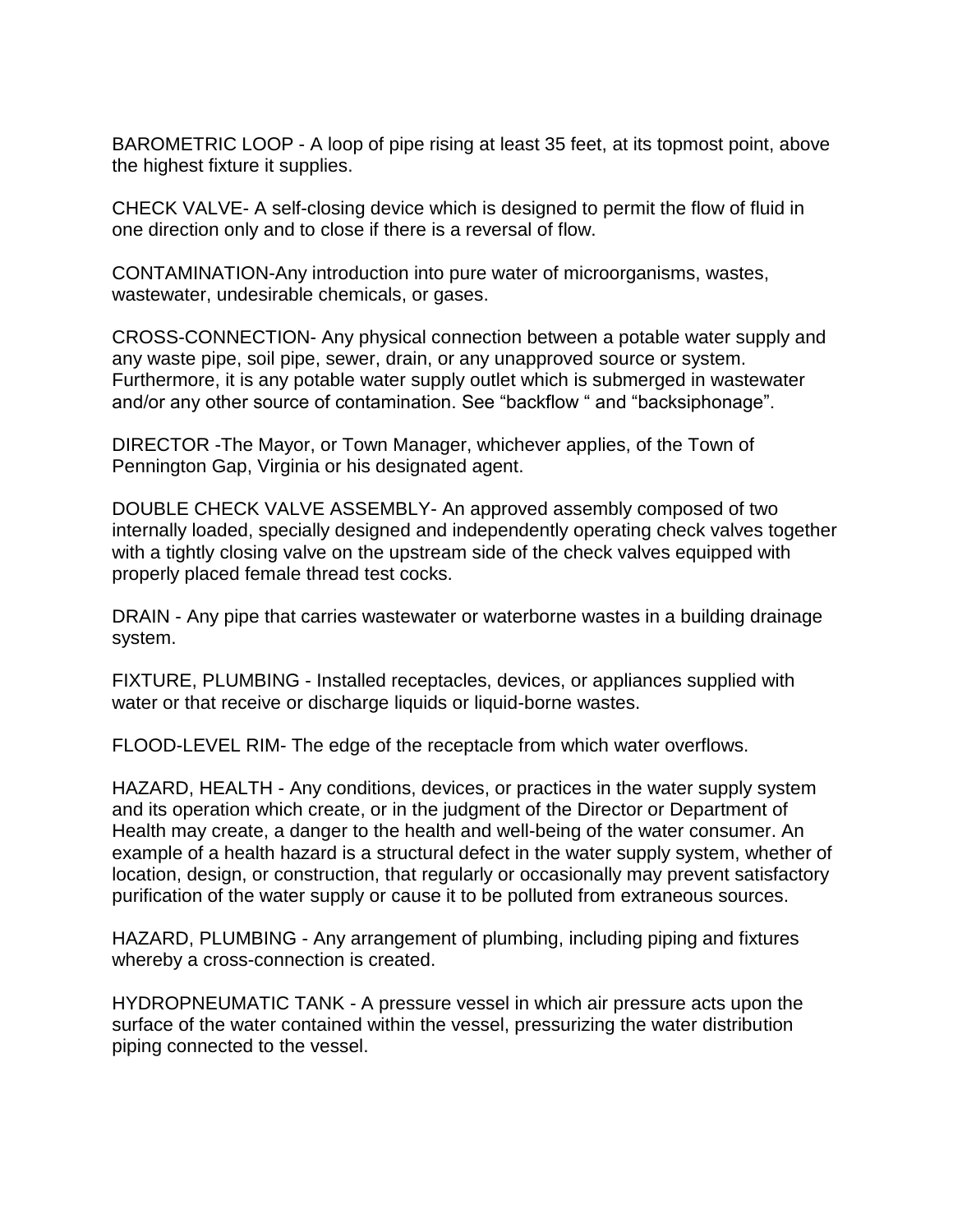BAROMETRIC LOOP - A loop of pipe rising at least 35 feet, at its topmost point, above the highest fixture it supplies.

CHECK VALVE- A self-closing device which is designed to permit the flow of fluid in one direction only and to close if there is a reversal of flow.

CONTAMINATION-Any introduction into pure water of microorganisms, wastes, wastewater, undesirable chemicals, or gases.

CROSS-CONNECTION- Any physical connection between a potable water supply and any waste pipe, soil pipe, sewer, drain, or any unapproved source or system. Furthermore, it is any potable water supply outlet which is submerged in wastewater and/or any other source of contamination. See "backflow " and "backsiphonage".

DIRECTOR -The Mayor, or Town Manager, whichever applies, of the Town of Pennington Gap, Virginia or his designated agent.

DOUBLE CHECK VALVE ASSEMBLY- An approved assembly composed of two internally loaded, specially designed and independently operating check valves together with a tightly closing valve on the upstream side of the check valves equipped with properly placed female thread test cocks.

DRAIN - Any pipe that carries wastewater or waterborne wastes in a building drainage system.

FIXTURE, PLUMBING - Installed receptacles, devices, or appliances supplied with water or that receive or discharge liquids or liquid-borne wastes.

FLOOD-LEVEL RIM- The edge of the receptacle from which water overflows.

HAZARD, HEALTH - Any conditions, devices, or practices in the water supply system and its operation which create, or in the judgment of the Director or Department of Health may create, a danger to the health and well-being of the water consumer. An example of a health hazard is a structural defect in the water supply system, whether of location, design, or construction, that regularly or occasionally may prevent satisfactory purification of the water supply or cause it to be polluted from extraneous sources.

HAZARD, PLUMBING - Any arrangement of plumbing, including piping and fixtures whereby a cross-connection is created.

HYDROPNEUMATIC TANK - A pressure vessel in which air pressure acts upon the surface of the water contained within the vessel, pressurizing the water distribution piping connected to the vessel.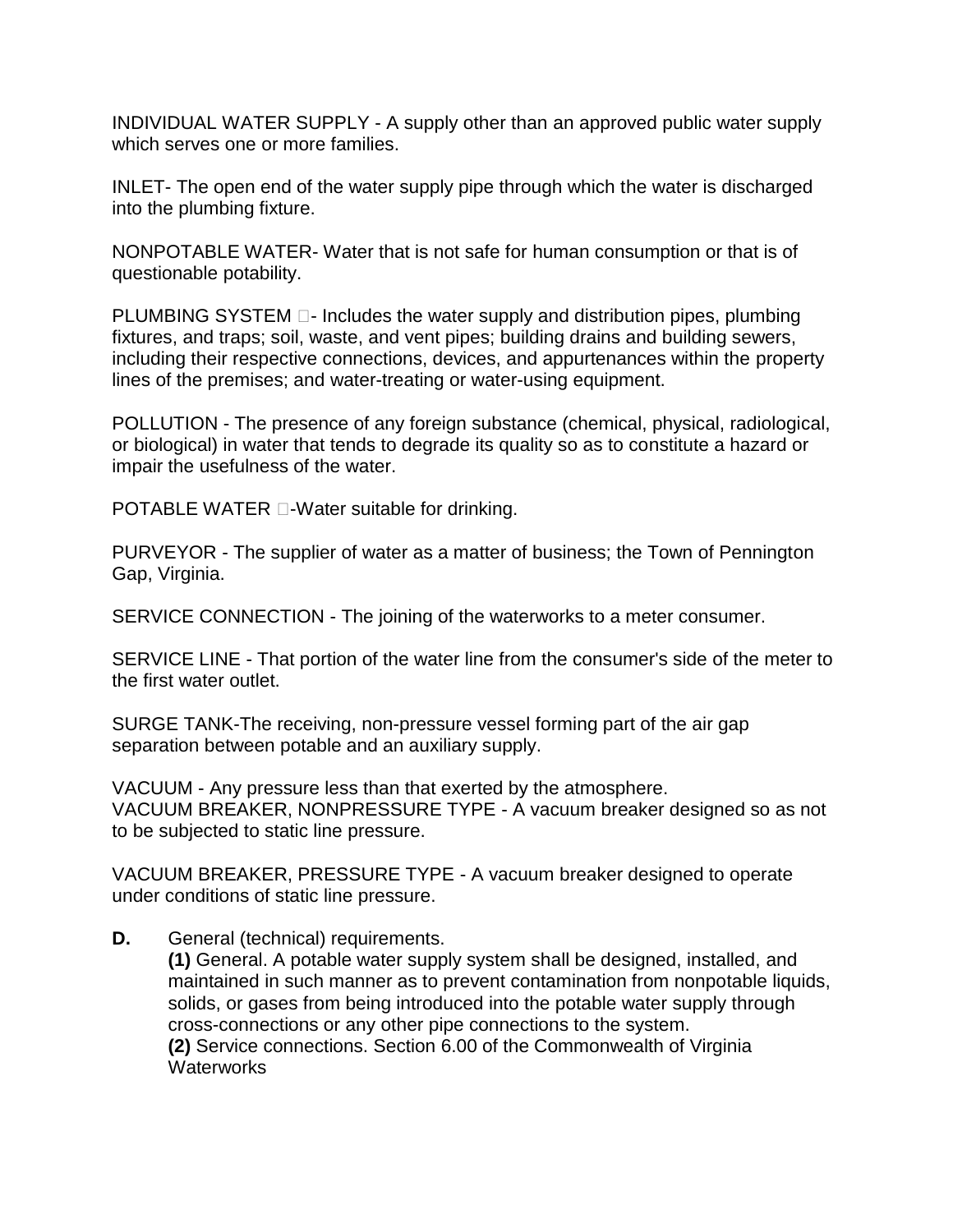INDIVIDUAL WATER SUPPLY - A supply other than an approved public water supply which serves one or more families.

INLET- The open end of the water supply pipe through which the water is discharged into the plumbing fixture.

NONPOTABLE WATER- Water that is not safe for human consumption or that is of questionable potability.

PLUMBING SYSTEM - Includes the water supply and distribution pipes, plumbing fixtures, and traps; soil, waste, and vent pipes; building drains and building sewers, including their respective connections, devices, and appurtenances within the property lines of the premises; and water-treating or water-using equipment.

POLLUTION - The presence of any foreign substance (chemical, physical, radiological, or biological) in water that tends to degrade its quality so as to constitute a hazard or impair the usefulness of the water.

POTABLE WATER -Water suitable for drinking.

PURVEYOR - The supplier of water as a matter of business; the Town of Pennington Gap, Virginia.

SERVICE CONNECTION - The joining of the waterworks to a meter consumer.

SERVICE LINE - That portion of the water line from the consumer's side of the meter to the first water outlet.

SURGE TANK-The receiving, non-pressure vessel forming part of the air gap separation between potable and an auxiliary supply.

VACUUM - Any pressure less than that exerted by the atmosphere.
VACUUM BREAKER, NONPRESSURE TYPE - A vacuum breaker designed so as not to be subjected to static line pressure.

VACUUM BREAKER, PRESSURE TYPE - A vacuum breaker designed to operate under conditions of static line pressure.

**D.** General (technical) requirements.

**(1)** General. A potable water supply system shall be designed, installed, and maintained in such manner as to prevent contamination from nonpotable liquids, solids, or gases from being introduced into the potable water supply through cross-connections or any other pipe connections to the system.

**(2)** Service connections. Section 6.00 of the Commonwealth of Virginia Waterworks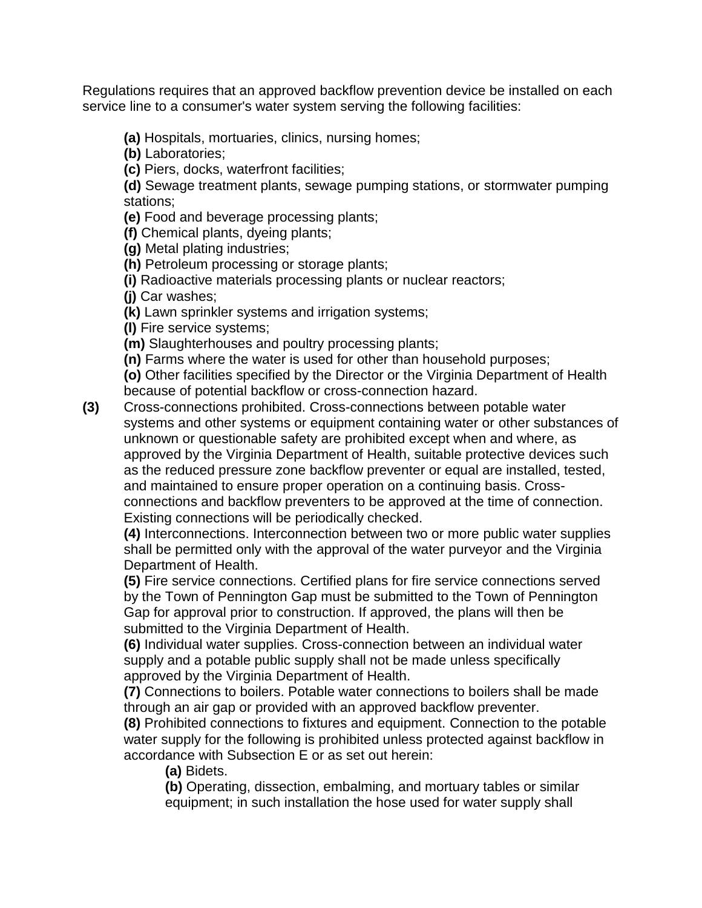Regulations requires that an approved backflow prevention device be installed on each service line to a consumer's water system serving the following facilities:

**(a)** Hospitals, mortuaries, clinics, nursing homes;
**(b)** Laboratories;
**(c)** Piers, docks, waterfront facilities;
**(d)** Sewage treatment plants, sewage pumping stations, or stormwater pumping stations;
**(e)** Food and beverage processing plants;
**(f)** Chemical plants, dyeing plants;
**(g)** Metal plating industries;
**(h)** Petroleum processing or storage plants;
**(i)** Radioactive materials processing plants or nuclear reactors;
**(j)** Car washes;
**(k)** Lawn sprinkler systems and irrigation systems;
**(l)** Fire service systems;
**(m)** Slaughterhouses and poultry processing plants;
**(n)** Farms where the water is used for other than household purposes;
**(o)** Other facilities specified by the Director or the Virginia Department of Health because of potential backflow or cross-connection hazard.

**(3)** Cross-connections prohibited. Cross-connections between potable water systems and other systems or equipment containing water or other substances of unknown or questionable safety are prohibited except when and where, as approved by the Virginia Department of Health, suitable protective devices such as the reduced pressure zone backflow preventer or equal are installed, tested, and maintained to ensure proper operation on a continuing basis. Cross-connections and backflow preventers to be approved at the time of connection. Existing connections will be periodically checked.

**(4)** Interconnections. Interconnection between two or more public water supplies shall be permitted only with the approval of the water purveyor and the Virginia Department of Health.

**(5)** Fire service connections. Certified plans for fire service connections served by the Town of Pennington Gap must be submitted to the Town of Pennington Gap for approval prior to construction. If approved, the plans will then be submitted to the Virginia Department of Health.

**(6)** Individual water supplies. Cross-connection between an individual water supply and a potable public supply shall not be made unless specifically approved by the Virginia Department of Health.

**(7)** Connections to boilers. Potable water connections to boilers shall be made through an air gap or provided with an approved backflow preventer.

**(8)** Prohibited connections to fixtures and equipment. Connection to the potable water supply for the following is prohibited unless protected against backflow in accordance with Subsection E or as set out herein:

**(a)** Bidets.
**(b)** Operating, dissection, embalming, and mortuary tables or similar equipment; in such installation the hose used for water supply shall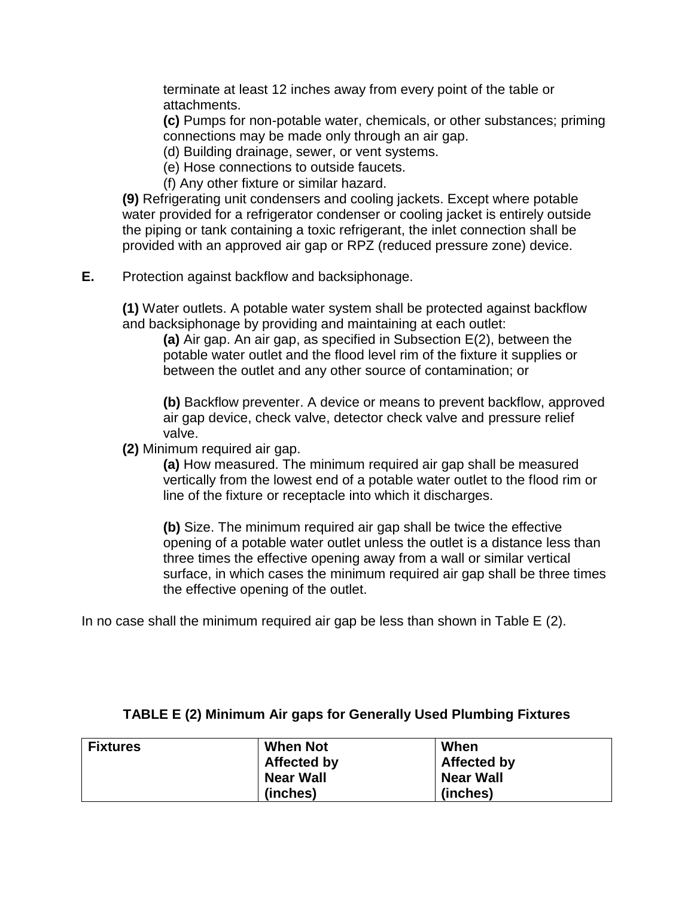terminate at least 12 inches away from every point of the table or attachments.

**(c)** Pumps for non-potable water, chemicals, or other substances; priming connections may be made only through an air gap.

(d) Building drainage, sewer, or vent systems.

(e) Hose connections to outside faucets.

(f) Any other fixture or similar hazard.

**(9)** Refrigerating unit condensers and cooling jackets. Except where potable water provided for a refrigerator condenser or cooling jacket is entirely outside the piping or tank containing a toxic refrigerant, the inlet connection shall be provided with an approved air gap or RPZ (reduced pressure zone) device.

**E.** Protection against backflow and backsiphonage.

**(1)** Water outlets. A potable water system shall be protected against backflow and backsiphonage by providing and maintaining at each outlet:

**(a)** Air gap. An air gap, as specified in Subsection E(2), between the potable water outlet and the flood level rim of the fixture it supplies or between the outlet and any other source of contamination; or

**(b)** Backflow preventer. A device or means to prevent backflow, approved air gap device, check valve, detector check valve and pressure relief valve.

**(2)** Minimum required air gap.

**(a)** How measured. The minimum required air gap shall be measured vertically from the lowest end of a potable water outlet to the flood rim or line of the fixture or receptacle into which it discharges.

**(b)** Size. The minimum required air gap shall be twice the effective opening of a potable water outlet unless the outlet is a distance less than three times the effective opening away from a wall or similar vertical surface, in which cases the minimum required air gap shall be three times the effective opening of the outlet.

In no case shall the minimum required air gap be less than shown in Table E (2).

**TABLE E (2) Minimum Air gaps for Generally Used Plumbing Fixtures**

| Fixtures | When Not Affected by Near Wall (inches) | When Affected by Near Wall (inches) |
| --- | --- | --- |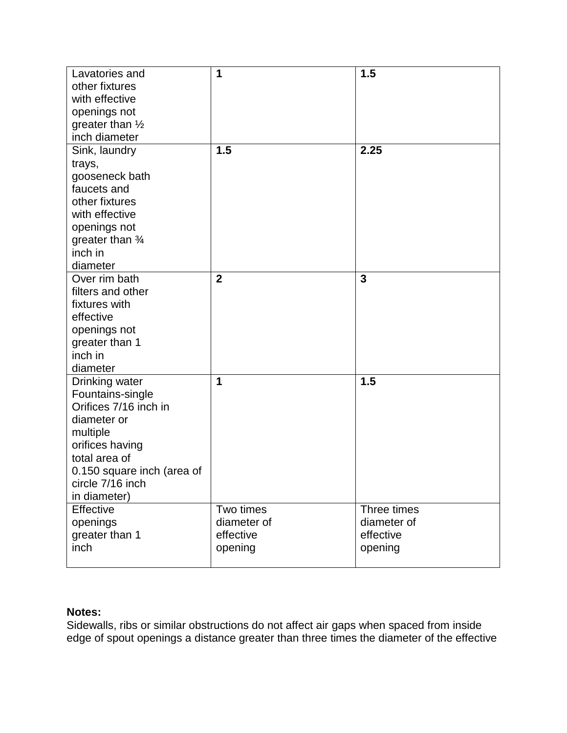| | | |
|---|---|---|
| Lavatories and other fixtures with effective openings not greater than ½ inch diameter | **1** | **1.5** |
| Sink, laundry trays, gooseneck bath faucets and other fixtures with effective openings not greater than ¾ inch in diameter | **1.5** | **2.25** |
| Over rim bath filters and other fixtures with effective openings not greater than 1 inch in diameter | **2** | **3** |
| Drinking water Fountains-single Orifices 7/16 inch in diameter or multiple orifices having total area of 0.150 square inch (area of circle 7/16 inch in diameter) | **1** | **1.5** |
| Effective openings greater than 1 inch | Two times diameter of effective opening | Three times diameter of effective opening |

**Notes:**

Sidewalls, ribs or similar obstructions do not affect air gaps when spaced from inside edge of spout openings a distance greater than three times the diameter of the effective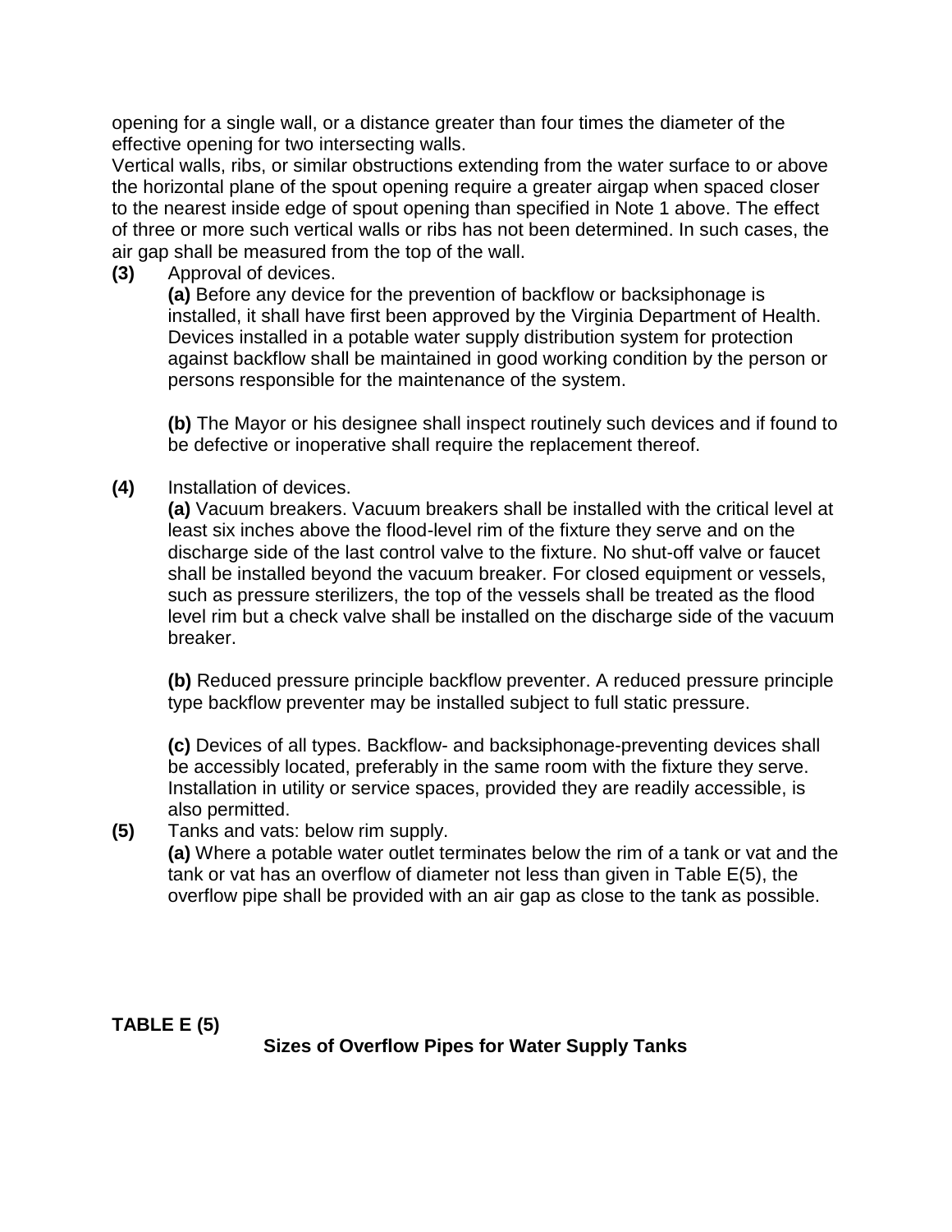opening for a single wall, or a distance greater than four times the diameter of the effective opening for two intersecting walls.

Vertical walls, ribs, or similar obstructions extending from the water surface to or above the horizontal plane of the spout opening require a greater airgap when spaced closer to the nearest inside edge of spout opening than specified in Note 1 above. The effect of three or more such vertical walls or ribs has not been determined. In such cases, the air gap shall be measured from the top of the wall.

**(3)** Approval of devices.

**(a)** Before any device for the prevention of backflow or backsiphonage is installed, it shall have first been approved by the Virginia Department of Health. Devices installed in a potable water supply distribution system for protection against backflow shall be maintained in good working condition by the person or persons responsible for the maintenance of the system.

**(b)** The Mayor or his designee shall inspect routinely such devices and if found to be defective or inoperative shall require the replacement thereof.

**(4)** Installation of devices.

**(a)** Vacuum breakers. Vacuum breakers shall be installed with the critical level at least six inches above the flood-level rim of the fixture they serve and on the discharge side of the last control valve to the fixture. No shut-off valve or faucet shall be installed beyond the vacuum breaker. For closed equipment or vessels, such as pressure sterilizers, the top of the vessels shall be treated as the flood level rim but a check valve shall be installed on the discharge side of the vacuum breaker.

**(b)** Reduced pressure principle backflow preventer. A reduced pressure principle type backflow preventer may be installed subject to full static pressure.

**(c)** Devices of all types. Backflow- and backsiphonage-preventing devices shall be accessibly located, preferably in the same room with the fixture they serve. Installation in utility or service spaces, provided they are readily accessible, is also permitted.

**(5)** Tanks and vats: below rim supply.

**(a)** Where a potable water outlet terminates below the rim of a tank or vat and the tank or vat has an overflow of diameter not less than given in Table E(5), the overflow pipe shall be provided with an air gap as close to the tank as possible.

**TABLE E (5)**

**Sizes of Overflow Pipes for Water Supply Tanks**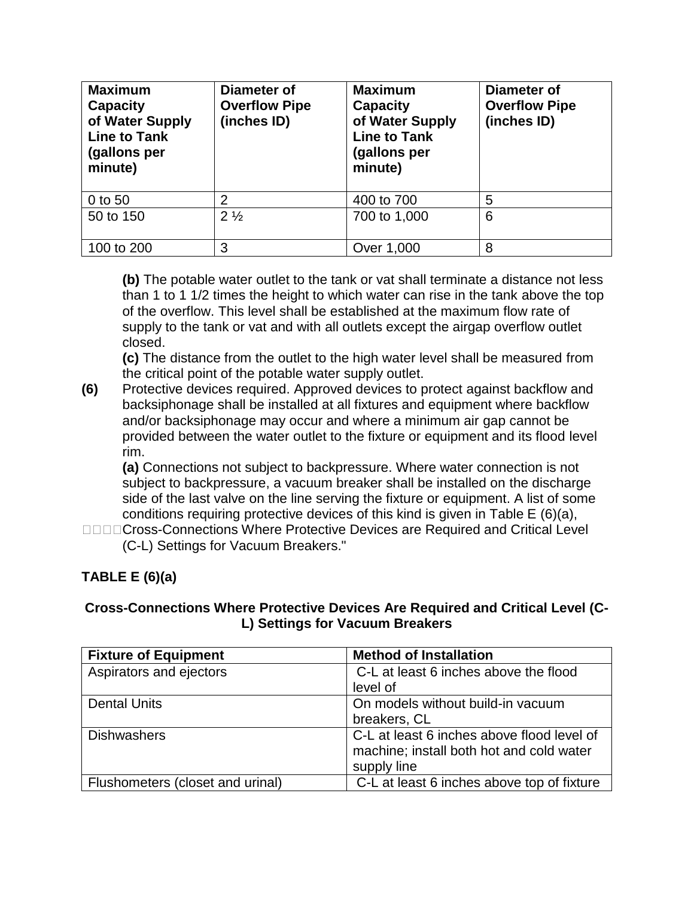| Maximum Capacity of Water Supply Line to Tank (gallons per minute) | Diameter of Overflow Pipe (inches ID) | Maximum Capacity of Water Supply Line to Tank (gallons per minute) | Diameter of Overflow Pipe (inches ID) |
|---|---|---|---|
| 0 to 50 | 2 | 400 to 700 | 5 |
| 50 to 150 | 2 ½ | 700 to 1,000 | 6 |
| 100 to 200 | 3 | Over 1,000 | 8 |

**(b)** The potable water outlet to the tank or vat shall terminate a distance not less than 1 to 1 1/2 times the height to which water can rise in the tank above the top of the overflow. This level shall be established at the maximum flow rate of supply to the tank or vat and with all outlets except the airgap overflow outlet closed.

**(c)** The distance from the outlet to the high water level shall be measured from the critical point of the potable water supply outlet.

**(6)** Protective devices required. Approved devices to protect against backflow and backsiphonage shall be installed at all fixtures and equipment where backflow and/or backsiphonage may occur and where a minimum air gap cannot be provided between the water outlet to the fixture or equipment and its flood level rim.

**(a)** Connections not subject to backpressure. Where water connection is not subject to backpressure, a vacuum breaker shall be installed on the discharge side of the last valve on the line serving the fixture or equipment. A list of some conditions requiring protective devices of this kind is given in Table E (6)(a), Cross-Connections Where Protective Devices are Required and Critical Level (C-L) Settings for Vacuum Breakers."

**TABLE E (6)(a)**

**Cross-Connections Where Protective Devices Are Required and Critical Level (C-L) Settings for Vacuum Breakers**

| Fixture of Equipment | Method of Installation |
|---|---|
| Aspirators and ejectors | C-L at least 6 inches above the flood level of |
| Dental Units | On models without build-in vacuum breakers, CL |
| Dishwashers | C-L at least 6 inches above flood level of machine; install both hot and cold water supply line |
| Flushometers (closet and urinal) | C-L at least 6 inches above top of fixture |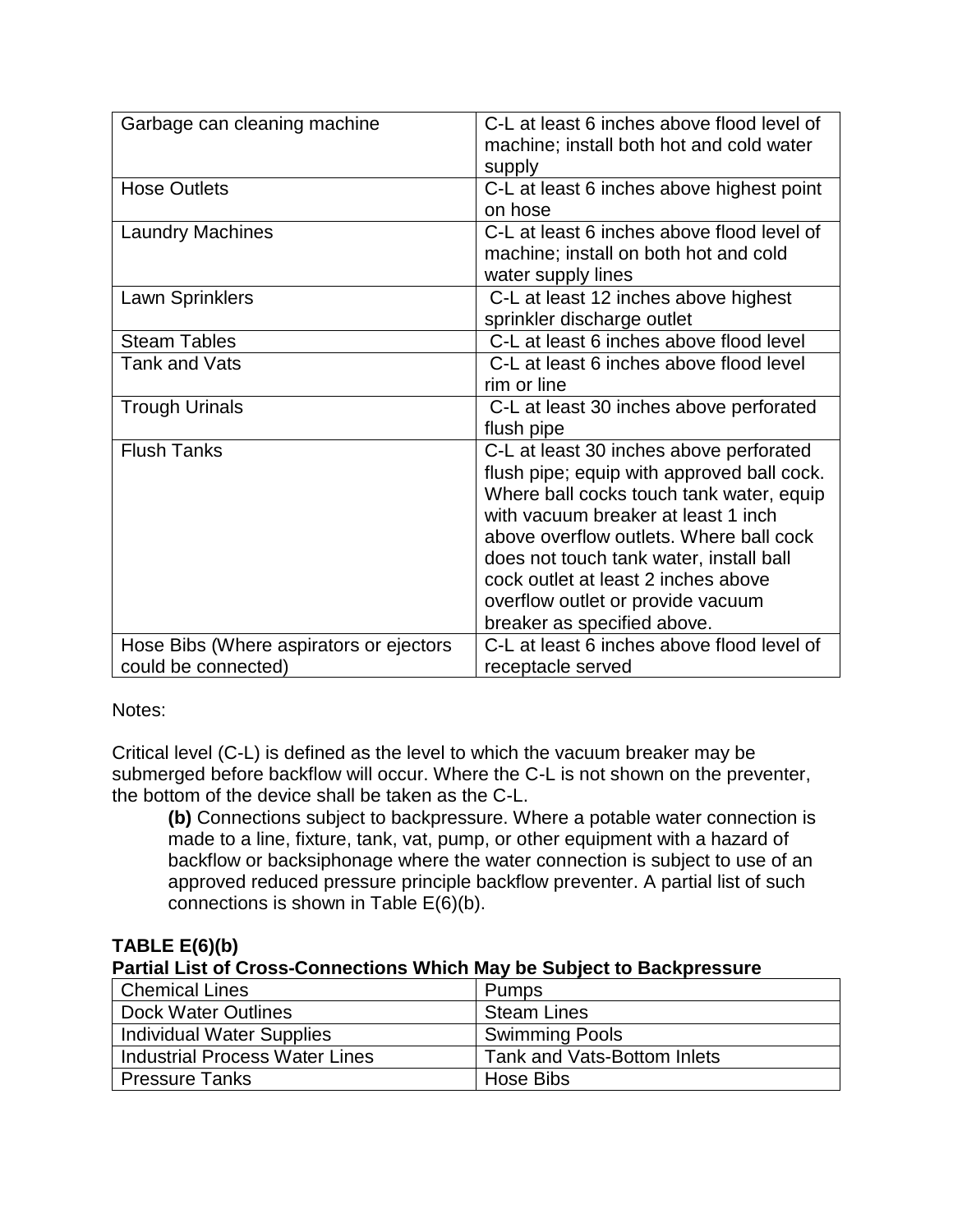| | |
|---|---|
| Garbage can cleaning machine | C-L at least 6 inches above flood level of machine; install both hot and cold water supply |
| Hose Outlets | C-L at least 6 inches above highest point on hose |
| Laundry Machines | C-L at least 6 inches above flood level of machine; install on both hot and cold water supply lines |
| Lawn Sprinklers | C-L at least 12 inches above highest sprinkler discharge outlet |
| Steam Tables | C-L at least 6 inches above flood level |
| Tank and Vats | C-L at least 6 inches above flood level rim or line |
| Trough Urinals | C-L at least 30 inches above perforated flush pipe |
| Flush Tanks | C-L at least 30 inches above perforated flush pipe; equip with approved ball cock. Where ball cocks touch tank water, equip with vacuum breaker at least 1 inch above overflow outlets. Where ball cock does not touch tank water, install ball cock outlet at least 2 inches above overflow outlet or provide vacuum breaker as specified above. |
| Hose Bibs (Where aspirators or ejectors could be connected) | C-L at least 6 inches above flood level of receptacle served |

Notes:

Critical level (C-L) is defined as the level to which the vacuum breaker may be submerged before backflow will occur. Where the C-L is not shown on the preventer, the bottom of the device shall be taken as the C-L.

**(b)** Connections subject to backpressure. Where a potable water connection is made to a line, fixture, tank, vat, pump, or other equipment with a hazard of backflow or backsiphonage where the water connection is subject to use of an approved reduced pressure principle backflow preventer. A partial list of such connections is shown in Table E(6)(b).

**TABLE E(6)(b)**

**Partial List of Cross-Connections Which May be Subject to Backpressure**

| | |
|---|---|
| Chemical Lines | Pumps |
| Dock Water Outlines | Steam Lines |
| Individual Water Supplies | Swimming Pools |
| Industrial Process Water Lines | Tank and Vats-Bottom Inlets |
| Pressure Tanks | Hose Bibs |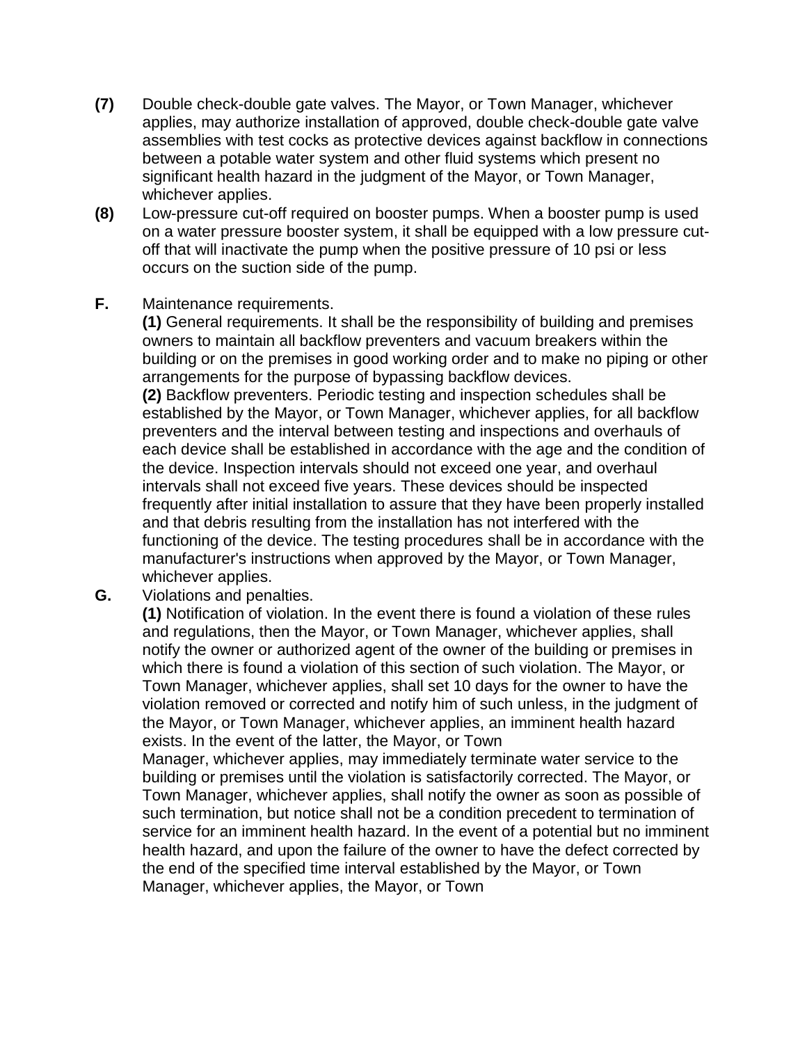**(7)** Double check-double gate valves. The Mayor, or Town Manager, whichever applies, may authorize installation of approved, double check-double gate valve assemblies with test cocks as protective devices against backflow in connections between a potable water system and other fluid systems which present no significant health hazard in the judgment of the Mayor, or Town Manager, whichever applies.

**(8)** Low-pressure cut-off required on booster pumps. When a booster pump is used on a water pressure booster system, it shall be equipped with a low pressure cut-off that will inactivate the pump when the positive pressure of 10 psi or less occurs on the suction side of the pump.

**F.** Maintenance requirements.

**(1)** General requirements. It shall be the responsibility of building and premises owners to maintain all backflow preventers and vacuum breakers within the building or on the premises in good working order and to make no piping or other arrangements for the purpose of bypassing backflow devices.

**(2)** Backflow preventers. Periodic testing and inspection schedules shall be established by the Mayor, or Town Manager, whichever applies, for all backflow preventers and the interval between testing and inspections and overhauls of each device shall be established in accordance with the age and the condition of the device. Inspection intervals should not exceed one year, and overhaul intervals shall not exceed five years. These devices should be inspected frequently after initial installation to assure that they have been properly installed and that debris resulting from the installation has not interfered with the functioning of the device. The testing procedures shall be in accordance with the manufacturer's instructions when approved by the Mayor, or Town Manager, whichever applies.

**G.** Violations and penalties.

**(1)** Notification of violation. In the event there is found a violation of these rules and regulations, then the Mayor, or Town Manager, whichever applies, shall notify the owner or authorized agent of the owner of the building or premises in which there is found a violation of this section of such violation. The Mayor, or Town Manager, whichever applies, shall set 10 days for the owner to have the violation removed or corrected and notify him of such unless, in the judgment of the Mayor, or Town Manager, whichever applies, an imminent health hazard exists. In the event of the latter, the Mayor, or Town Manager, whichever applies, may immediately terminate water service to the building or premises until the violation is satisfactorily corrected. The Mayor, or Town Manager, whichever applies, shall notify the owner as soon as possible of such termination, but notice shall not be a condition precedent to termination of service for an imminent health hazard. In the event of a potential but no imminent health hazard, and upon the failure of the owner to have the defect corrected by the end of the specified time interval established by the Mayor, or Town Manager, whichever applies, the Mayor, or Town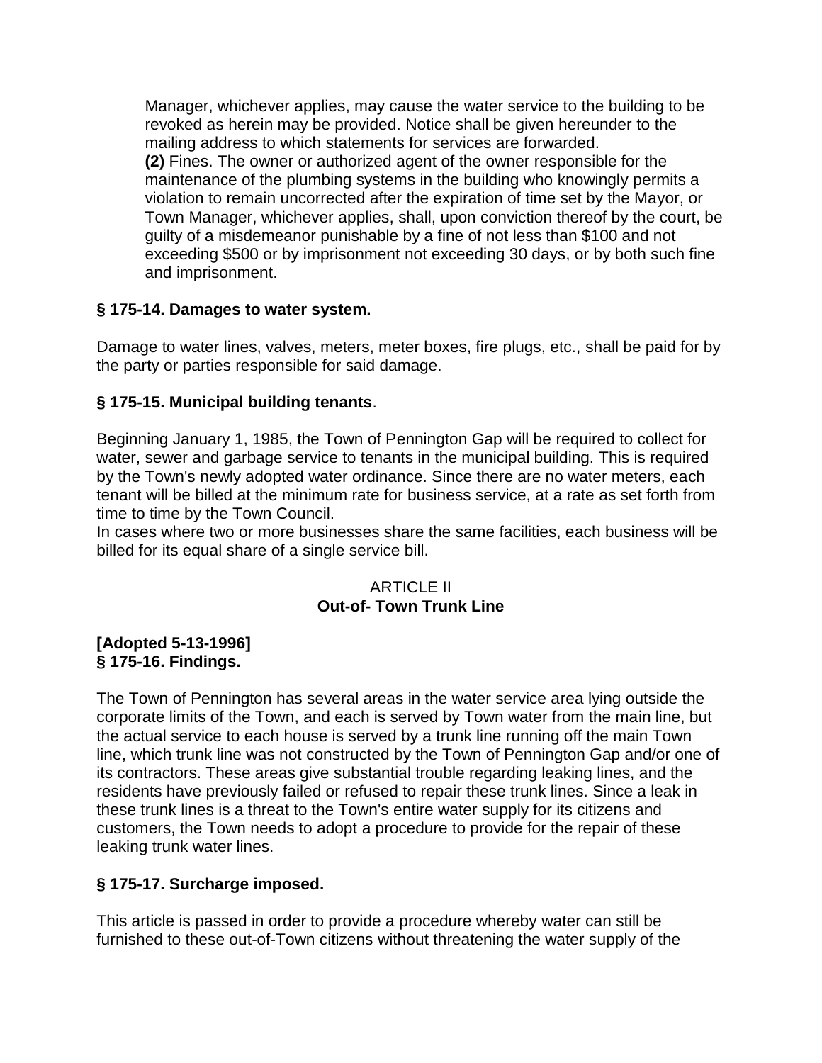Manager, whichever applies, may cause the water service to the building to be revoked as herein may be provided. Notice shall be given hereunder to the mailing address to which statements for services are forwarded.

**(2)** Fines. The owner or authorized agent of the owner responsible for the maintenance of the plumbing systems in the building who knowingly permits a violation to remain uncorrected after the expiration of time set by the Mayor, or Town Manager, whichever applies, shall, upon conviction thereof by the court, be guilty of a misdemeanor punishable by a fine of not less than $100 and not exceeding $500 or by imprisonment not exceeding 30 days, or by both such fine and imprisonment.

### § 175-14. Damages to water system.

Damage to water lines, valves, meters, meter boxes, fire plugs, etc., shall be paid for by the party or parties responsible for said damage.

### § 175-15. Municipal building tenants.

Beginning January 1, 1985, the Town of Pennington Gap will be required to collect for water, sewer and garbage service to tenants in the municipal building. This is required by the Town's newly adopted water ordinance. Since there are no water meters, each tenant will be billed at the minimum rate for business service, at a rate as set forth from time to time by the Town Council.

In cases where two or more businesses share the same facilities, each business will be billed for its equal share of a single service bill.

## ARTICLE II
## Out-of- Town Trunk Line

**[Adopted 5-13-1996]**

### § 175-16. Findings.

The Town of Pennington has several areas in the water service area lying outside the corporate limits of the Town, and each is served by Town water from the main line, but the actual service to each house is served by a trunk line running off the main Town line, which trunk line was not constructed by the Town of Pennington Gap and/or one of its contractors. These areas give substantial trouble regarding leaking lines, and the residents have previously failed or refused to repair these trunk lines. Since a leak in these trunk lines is a threat to the Town's entire water supply for its citizens and customers, the Town needs to adopt a procedure to provide for the repair of these leaking trunk water lines.

### § 175-17. Surcharge imposed.

This article is passed in order to provide a procedure whereby water can still be furnished to these out-of-Town citizens without threatening the water supply of the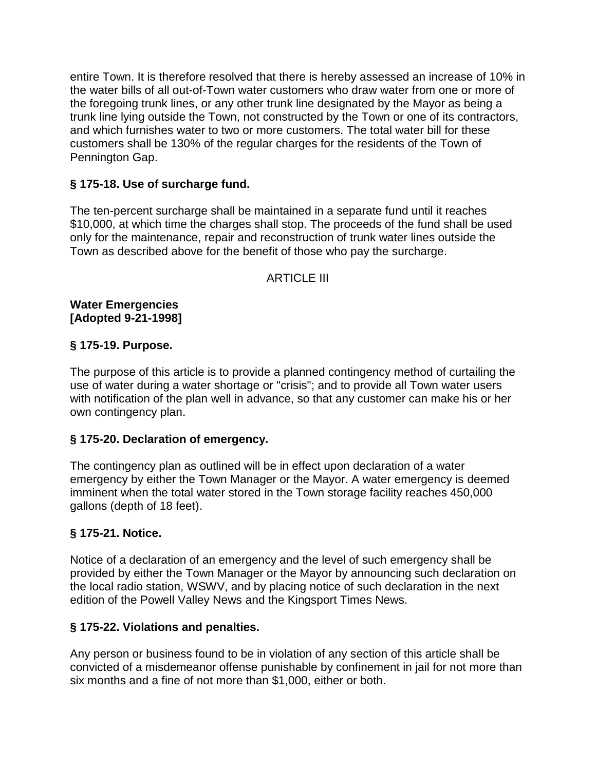entire Town. It is therefore resolved that there is hereby assessed an increase of 10% in the water bills of all out-of-Town water customers who draw water from one or more of the foregoing trunk lines, or any other trunk line designated by the Mayor as being a trunk line lying outside the Town, not constructed by the Town or one of its contractors, and which furnishes water to two or more customers. The total water bill for these customers shall be 130% of the regular charges for the residents of the Town of Pennington Gap.

**§ 175-18. Use of surcharge fund.**

The ten-percent surcharge shall be maintained in a separate fund until it reaches $10,000, at which time the charges shall stop. The proceeds of the fund shall be used only for the maintenance, repair and reconstruction of trunk water lines outside the Town as described above for the benefit of those who pay the surcharge.

ARTICLE III

**Water Emergencies**
**[Adopted 9-21-1998]**

**§ 175-19. Purpose.**

The purpose of this article is to provide a planned contingency method of curtailing the use of water during a water shortage or "crisis"; and to provide all Town water users with notification of the plan well in advance, so that any customer can make his or her own contingency plan.

**§ 175-20. Declaration of emergency.**

The contingency plan as outlined will be in effect upon declaration of a water emergency by either the Town Manager or the Mayor. A water emergency is deemed imminent when the total water stored in the Town storage facility reaches 450,000 gallons (depth of 18 feet).

**§ 175-21. Notice.**

Notice of a declaration of an emergency and the level of such emergency shall be provided by either the Town Manager or the Mayor by announcing such declaration on the local radio station, WSWV, and by placing notice of such declaration in the next edition of the Powell Valley News and the Kingsport Times News.

**§ 175-22. Violations and penalties.**

Any person or business found to be in violation of any section of this article shall be convicted of a misdemeanor offense punishable by confinement in jail for not more than six months and a fine of not more than $1,000, either or both.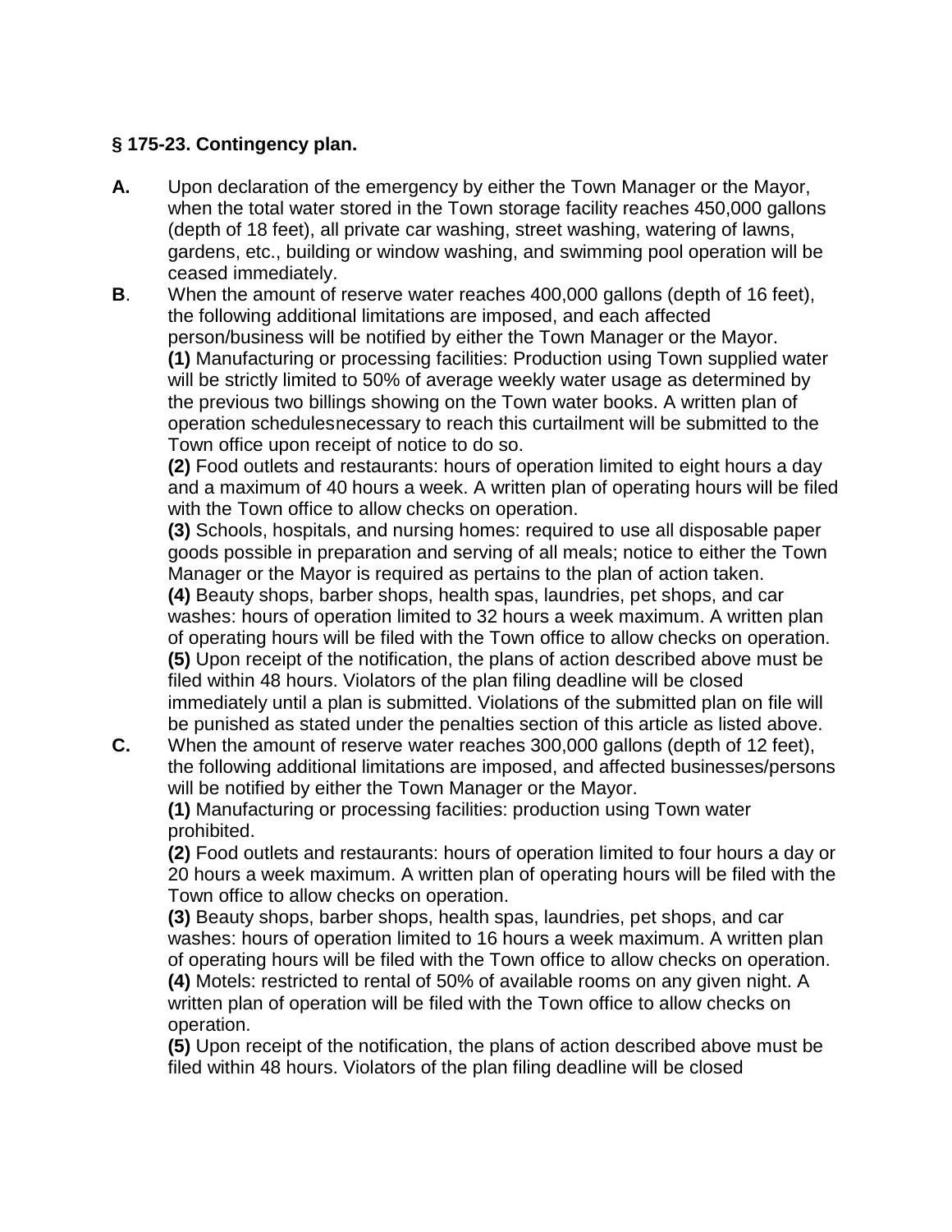### § 175-23. Contingency plan.

**A.** Upon declaration of the emergency by either the Town Manager or the Mayor, when the total water stored in the Town storage facility reaches 450,000 gallons (depth of 18 feet), all private car washing, street washing, watering of lawns, gardens, etc., building or window washing, and swimming pool operation will be ceased immediately.

**B**. When the amount of reserve water reaches 400,000 gallons (depth of 16 feet), the following additional limitations are imposed, and each affected person/business will be notified by either the Town Manager or the Mayor.

**(1)** Manufacturing or processing facilities: Production using Town supplied water will be strictly limited to 50% of average weekly water usage as determined by the previous two billings showing on the Town water books. A written plan of operation schedulesnecessary to reach this curtailment will be submitted to the Town office upon receipt of notice to do so.

**(2)** Food outlets and restaurants: hours of operation limited to eight hours a day and a maximum of 40 hours a week. A written plan of operating hours will be filed with the Town office to allow checks on operation.

**(3)** Schools, hospitals, and nursing homes: required to use all disposable paper goods possible in preparation and serving of all meals; notice to either the Town Manager or the Mayor is required as pertains to the plan of action taken.

**(4)** Beauty shops, barber shops, health spas, laundries, pet shops, and car washes: hours of operation limited to 32 hours a week maximum. A written plan of operating hours will be filed with the Town office to allow checks on operation.

**(5)** Upon receipt of the notification, the plans of action described above must be filed within 48 hours. Violators of the plan filing deadline will be closed immediately until a plan is submitted. Violations of the submitted plan on file will be punished as stated under the penalties section of this article as listed above.

**C.** When the amount of reserve water reaches 300,000 gallons (depth of 12 feet), the following additional limitations are imposed, and affected businesses/persons will be notified by either the Town Manager or the Mayor.

**(1)** Manufacturing or processing facilities: production using Town water prohibited.

**(2)** Food outlets and restaurants: hours of operation limited to four hours a day or 20 hours a week maximum. A written plan of operating hours will be filed with the Town office to allow checks on operation.

**(3)** Beauty shops, barber shops, health spas, laundries, pet shops, and car washes: hours of operation limited to 16 hours a week maximum. A written plan of operating hours will be filed with the Town office to allow checks on operation.

**(4)** Motels: restricted to rental of 50% of available rooms on any given night. A written plan of operation will be filed with the Town office to allow checks on operation.

**(5)** Upon receipt of the notification, the plans of action described above must be filed within 48 hours. Violators of the plan filing deadline will be closed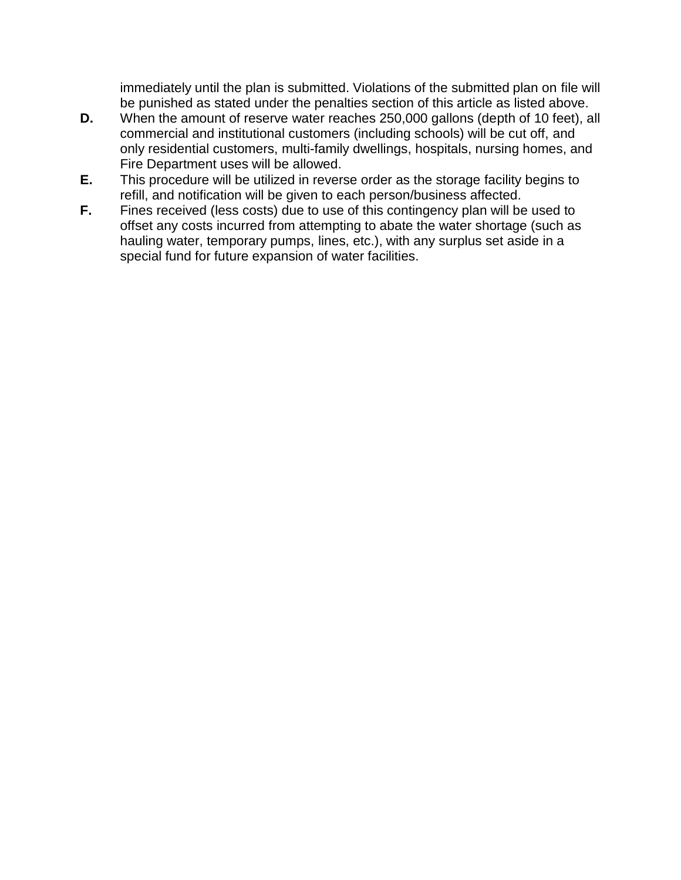immediately until the plan is submitted. Violations of the submitted plan on file will be punished as stated under the penalties section of this article as listed above.

**D.** When the amount of reserve water reaches 250,000 gallons (depth of 10 feet), all commercial and institutional customers (including schools) will be cut off, and only residential customers, multi-family dwellings, hospitals, nursing homes, and Fire Department uses will be allowed.

**E.** This procedure will be utilized in reverse order as the storage facility begins to refill, and notification will be given to each person/business affected.

**F.** Fines received (less costs) due to use of this contingency plan will be used to offset any costs incurred from attempting to abate the water shortage (such as hauling water, temporary pumps, lines, etc.), with any surplus set aside in a special fund for future expansion of water facilities.